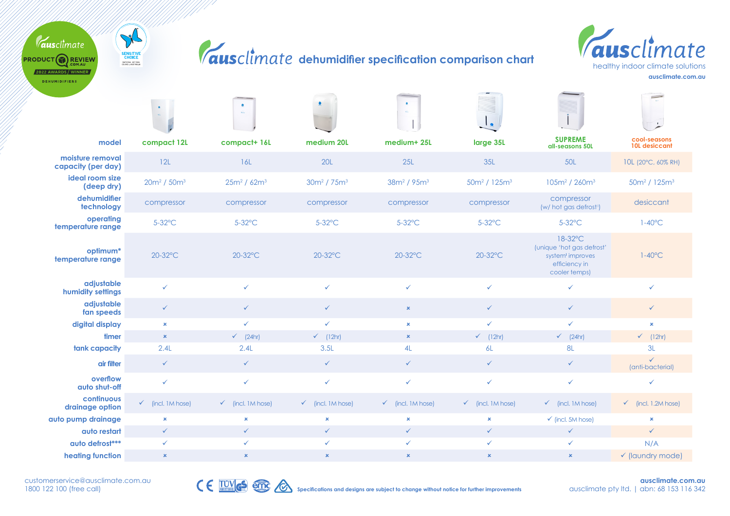# ausclimate dehumidifier specification comparison chart

ausclimate
healthy indoor climate solutions
ausclimate.com.au

| model | compact 12L | compact+ 16L | medium 20L | medium+ 25L | large 35L | SUPREME all-seasons 50L | cool-seasons 10L desiccant |
|---|---|---|---|---|---|---|---|
| moisture removal capacity (per day) | 12L | 16L | 20L | 25L | 35L | 50L | 10L (20°C, 60% RH) |
| ideal room size (deep dry) | 20m² / 50m³ | 25m² / 62m³ | 30m² / 75m³ | 38m² / 95m³ | 50m² / 125m³ | 105m² / 260m³ | 50m² / 125m³ |
| dehumidifier technology | compressor | compressor | compressor | compressor | compressor | compressor (w/ hot gas defrost†) | desiccant |
| operating temperature range | 5-32°C | 5-32°C | 5-32°C | 5-32°C | 5-32°C | 5-32°C | 1-40°C |
| optimum* temperature range | 20-32°C | 20-32°C | 20-32°C | 20-32°C | 20-32°C | 18-32°C (unique 'hot gas defrost' system† improves efficiency in cooler temps) | 1-40°C |
| adjustable humidity settings | ✓ | ✓ | ✓ | ✓ | ✓ | ✓ | ✓ |
| adjustable fan speeds | ✓ | ✓ | ✓ | × | ✓ | ✓ | ✓ |
| digital display | × | ✓ | ✓ | × | ✓ | ✓ | × |
| timer | × | ✓ (24hr) | ✓ (12hr) | × | ✓ (12hr) | ✓ (24hr) | ✓ (12hr) |
| tank capacity | 2.4L | 2.4L | 3.5L | 4L | 6L | 8L | 3L |
| air filter | ✓ | ✓ | ✓ | ✓ | ✓ | ✓ | ✓ (anti-bacterial) |
| overflow auto shut-off | ✓ | ✓ | ✓ | ✓ | ✓ | ✓ | ✓ |
| continuous drainage option | ✓ (incl. 1M hose) | ✓ (incl. 1M hose) | ✓ (incl. 1M hose) | ✓ (incl. 1M hose) | ✓ (incl. 1M hose) | ✓ (incl. 1M hose) | ✓ (incl. 1.2M hose) |
| auto pump drainage | × | × | × | × | × | ✓ (incl. 5M hose) | × |
| auto restart | ✓ | ✓ | ✓ | ✓ | ✓ | ✓ | ✓ |
| auto defrost*** | ✓ | ✓ | ✓ | ✓ | ✓ | ✓ | N/A |
| heating function | × | × | × | × | × | × | ✓ (laundry mode) |

customerservice@ausclimate.com.au
1800 122 100 (free call)

Specifications and designs are subject to change without notice for further improvements

ausclimate.com.au
ausclimate pty ltd. | abn: 68 153 116 342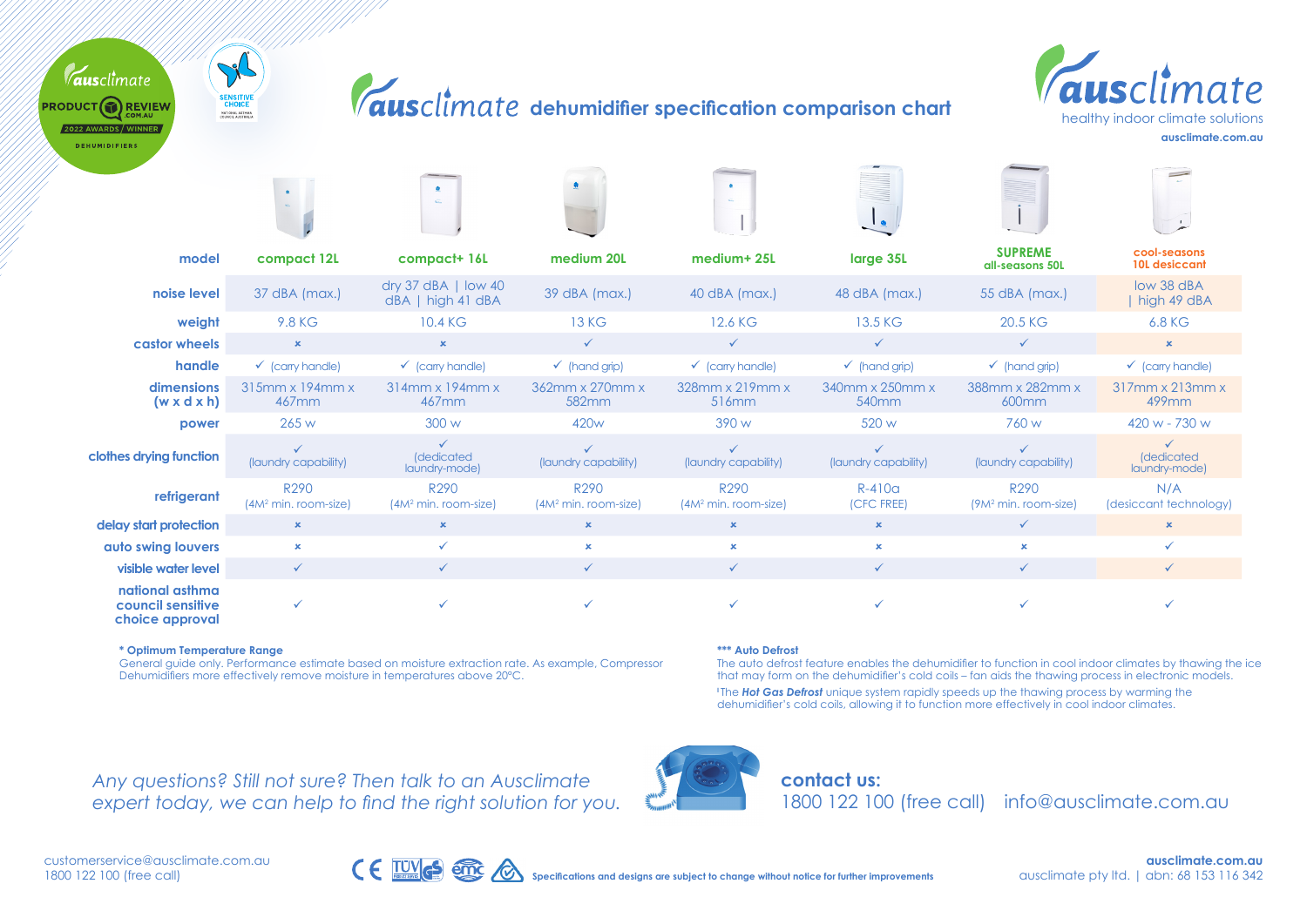# ausclimate dehumidifier specification comparison chart

healthy indoor climate solutions

ausclimate.com.au

| model | compact 12L | compact+ 16L | medium 20L | medium+ 25L | large 35L | SUPREME all-seasons 50L | cool-seasons 10L desiccant |
|---|---|---|---|---|---|---|---|
| noise level | 37 dBA (max.) | dry 37 dBA \| low 40 dBA \| high 41 dBA | 39 dBA (max.) | 40 dBA (max.) | 48 dBA (max.) | 55 dBA (max.) | low 38 dBA \| high 49 dBA |
| weight | 9.8 KG | 10.4 KG | 13 KG | 12.6 KG | 13.5 KG | 20.5 KG | 6.8 KG |
| castor wheels | × | × | ✓ | ✓ | ✓ | ✓ | × |
| handle | ✓ (carry handle) | ✓ (carry handle) | ✓ (hand grip) | ✓ (carry handle) | ✓ (hand grip) | ✓ (hand grip) | ✓ (carry handle) |
| dimensions (w x d x h) | 315mm x 194mm x 467mm | 314mm x 194mm x 467mm | 362mm x 270mm x 582mm | 328mm x 219mm x 516mm | 340mm x 250mm x 540mm | 388mm x 282mm x 600mm | 317mm x 213mm x 499mm |
| power | 265 w | 300 w | 420w | 390 w | 520 w | 760 w | 420 w - 730 w |
| clothes drying function | ✓ (laundry capability) | ✓ (dedicated laundry-mode) | ✓ (laundry capability) | ✓ (laundry capability) | ✓ (laundry capability) | ✓ (laundry capability) | ✓ (dedicated laundry-mode) |
| refrigerant | R290 (4M² min. room-size) | R290 (4M² min. room-size) | R290 (4M² min. room-size) | R290 (4M² min. room-size) | R-410a (CFC FREE) | R290 (9M² min. room-size) | N/A (desiccant technology) |
| delay start protection | × | × | × | × | × | ✓ | × |
| auto swing louvers | × | ✓ | × | × | × | × | ✓ |
| visible water level | ✓ | ✓ | ✓ | ✓ | ✓ | ✓ | ✓ |
| national asthma council sensitive choice approval | ✓ | ✓ | ✓ | ✓ | ✓ | ✓ | ✓ |

**\* Optimum Temperature Range**
General guide only. Performance estimate based on moisture extraction rate. As example, Compressor Dehumidifiers more effectively remove moisture in temperatures above 20°C.

**\*\*\* Auto Defrost**
The auto defrost feature enables the dehumidifier to function in cool indoor climates by thawing the ice that may form on the dehumidifier's cold coils – fan aids the thawing process in electronic models.
[1]The ***Hot Gas Defrost*** unique system rapidly speeds up the thawing process by warming the dehumidifier's cold coils, allowing it to function more effectively in cool indoor climates.

*Any questions? Still not sure? Then talk to an Ausclimate expert today, we can help to find the right solution for you.*

**contact us:**
1800 122 100 (free call) info@ausclimate.com.au

customerservice@ausclimate.com.au
1800 122 100 (free call)

**Specifications and designs are subject to change without notice for further improvements**

**ausclimate.com.au**
ausclimate pty ltd. | abn: 68 153 116 342